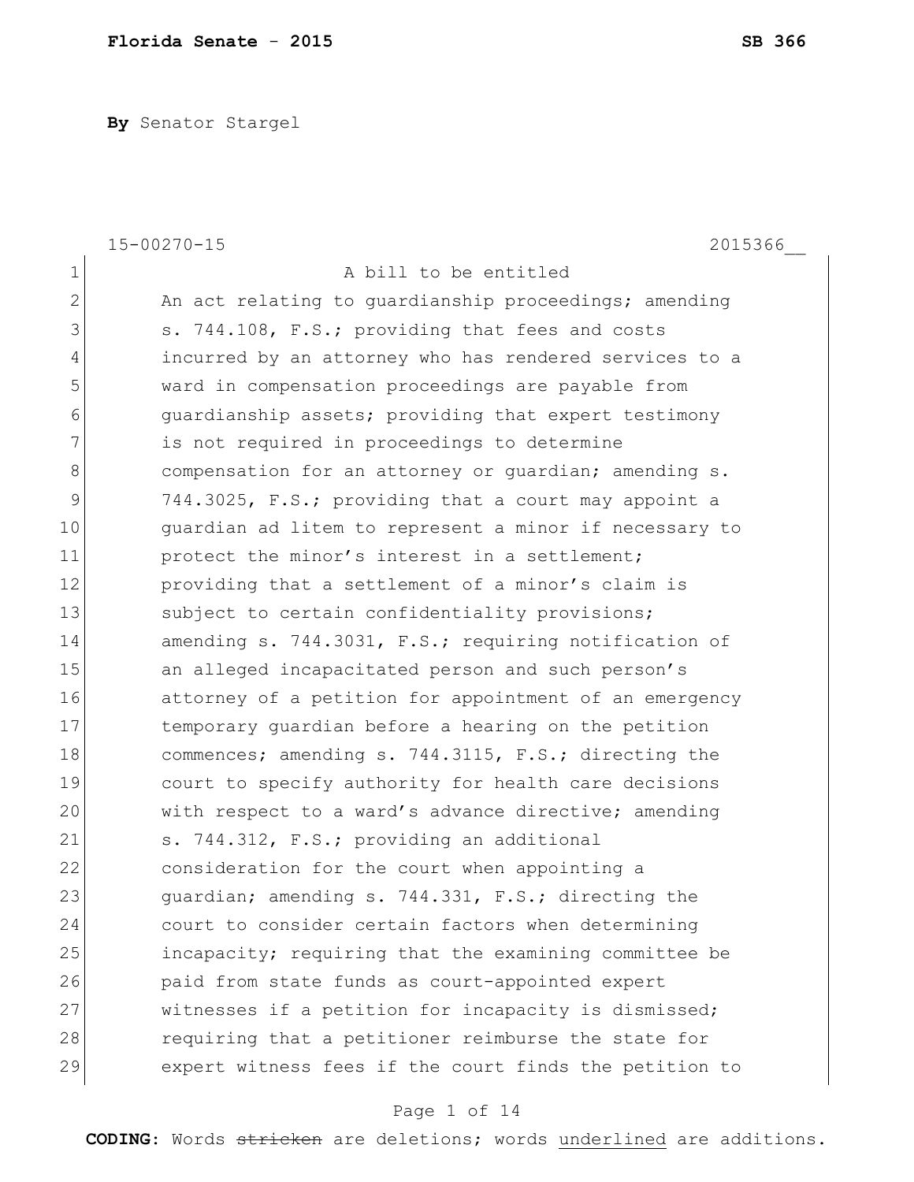**By** Senator Stargel

15-00270-15 2015366__

1 A bill to be entitled

2 An act relating to guardianship proceedings; amending
3 s. 744.108, F.S.; providing that fees and costs
4 incurred by an attorney who has rendered services to a
5 ward in compensation proceedings are payable from
6 guardianship assets; providing that expert testimony
7 is not required in proceedings to determine
8 compensation for an attorney or guardian; amending s.
9 744.3025, F.S.; providing that a court may appoint a
10 guardian ad litem to represent a minor if necessary to
11 protect the minor's interest in a settlement;
12 providing that a settlement of a minor's claim is
13 subject to certain confidentiality provisions;
14 amending s. 744.3031, F.S.; requiring notification of
15 an alleged incapacitated person and such person's
16 attorney of a petition for appointment of an emergency
17 temporary guardian before a hearing on the petition
18 commences; amending s. 744.3115, F.S.; directing the
19 court to specify authority for health care decisions
20 with respect to a ward's advance directive; amending
21 s. 744.312, F.S.; providing an additional
22 consideration for the court when appointing a
23 guardian; amending s. 744.331, F.S.; directing the
24 court to consider certain factors when determining
25 incapacity; requiring that the examining committee be
26 paid from state funds as court-appointed expert
27 witnesses if a petition for incapacity is dismissed;
28 requiring that a petitioner reimburse the state for
29 expert witness fees if the court finds the petition to

**CODING:** Words ~~stricken~~ are deletions; words <u>underlined</u> are additions.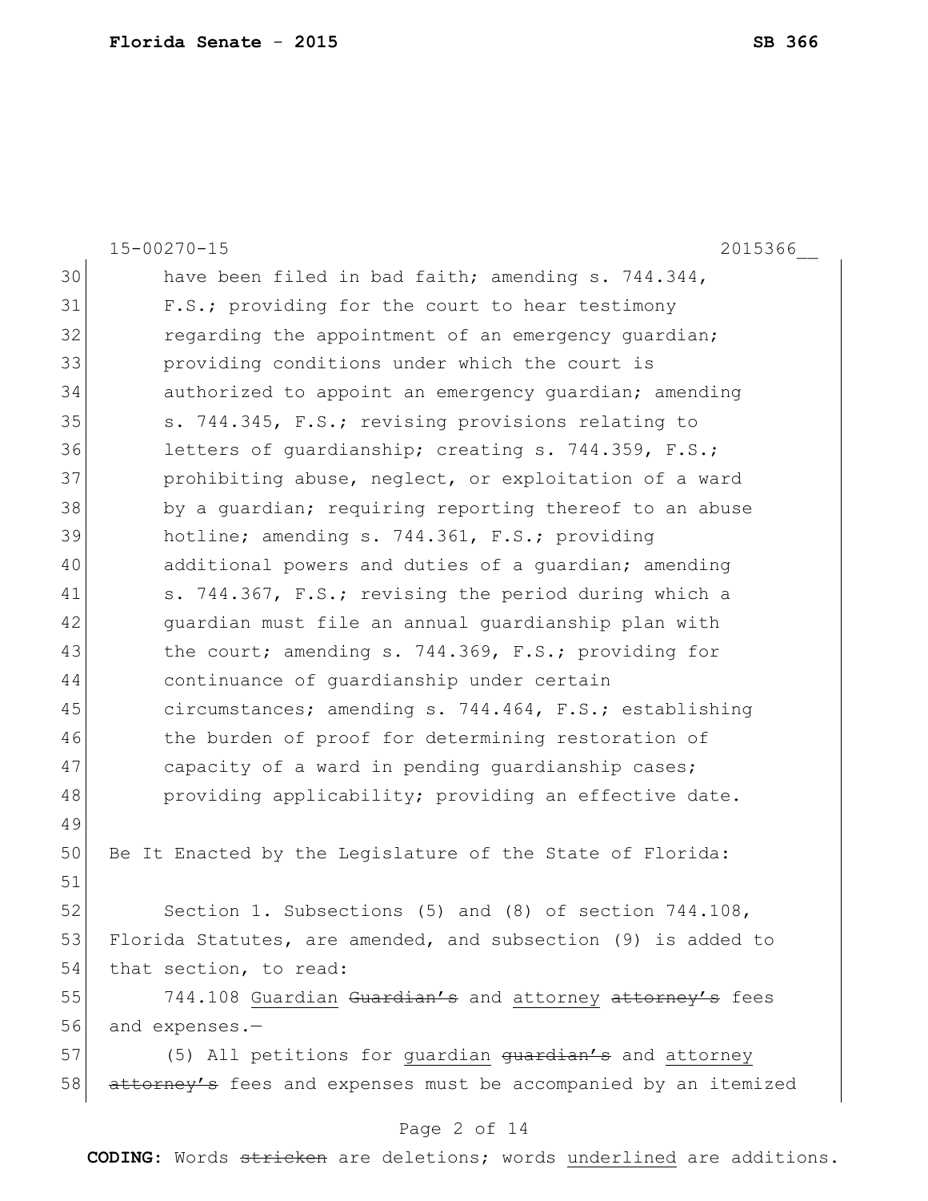have been filed in bad faith; amending s. 744.344, F.S.; providing for the court to hear testimony regarding the appointment of an emergency guardian; providing conditions under which the court is authorized to appoint an emergency guardian; amending s. 744.345, F.S.; revising provisions relating to letters of guardianship; creating s. 744.359, F.S.; prohibiting abuse, neglect, or exploitation of a ward by a guardian; requiring reporting thereof to an abuse hotline; amending s. 744.361, F.S.; providing additional powers and duties of a guardian; amending s. 744.367, F.S.; revising the period during which a guardian must file an annual guardianship plan with the court; amending s. 744.369, F.S.; providing for continuance of guardianship under certain circumstances; amending s. 744.464, F.S.; establishing the burden of proof for determining restoration of capacity of a ward in pending guardianship cases; providing applicability; providing an effective date.

Be It Enacted by the Legislature of the State of Florida:

Section 1. Subsections (5) and (8) of section 744.108, Florida Statutes, are amended, and subsection (9) is added to that section, to read:

744.108 <u>Guardian</u> ~~Guardian's~~ and <u>attorney</u> ~~attorney's~~ fees and expenses.—

(5) All petitions for <u>guardian</u> ~~guardian's~~ and <u>attorney</u> ~~attorney's~~ fees and expenses must be accompanied by an itemized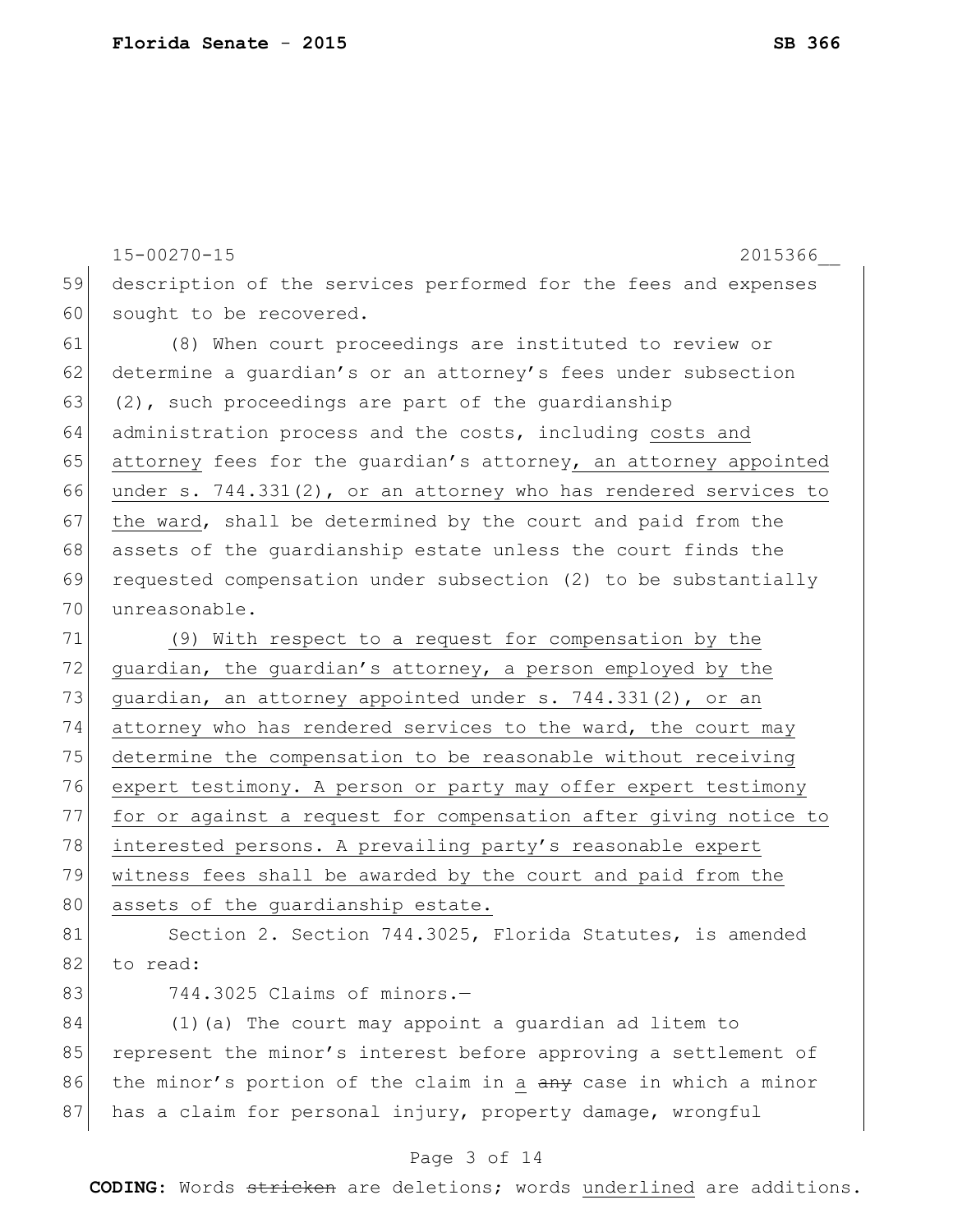description of the services performed for the fees and expenses sought to be recovered.

(8) When court proceedings are instituted to review or determine a guardian's or an attorney's fees under subsection (2), such proceedings are part of the guardianship administration process and the costs, including <u>costs and attorney</u> fees for the guardian's attorney<u>, an attorney appointed under s. 744.331(2), or an attorney who has rendered services to the ward</u>, shall be determined by the court and paid from the assets of the guardianship estate unless the court finds the requested compensation under subsection (2) to be substantially unreasonable.

<u>(9) With respect to a request for compensation by the guardian, the guardian's attorney, a person employed by the guardian, an attorney appointed under s. 744.331(2), or an attorney who has rendered services to the ward, the court may determine the compensation to be reasonable without receiving expert testimony. A person or party may offer expert testimony for or against a request for compensation after giving notice to interested persons. A prevailing party's reasonable expert witness fees shall be awarded by the court and paid from the assets of the guardianship estate.</u>

Section 2. Section 744.3025, Florida Statutes, is amended to read:

744.3025 Claims of minors.—

(1)(a) The court may appoint a guardian ad litem to represent the minor's interest before approving a settlement of the minor's portion of the claim in <u>a</u> ~~any~~ case in which a minor has a claim for personal injury, property damage, wrongful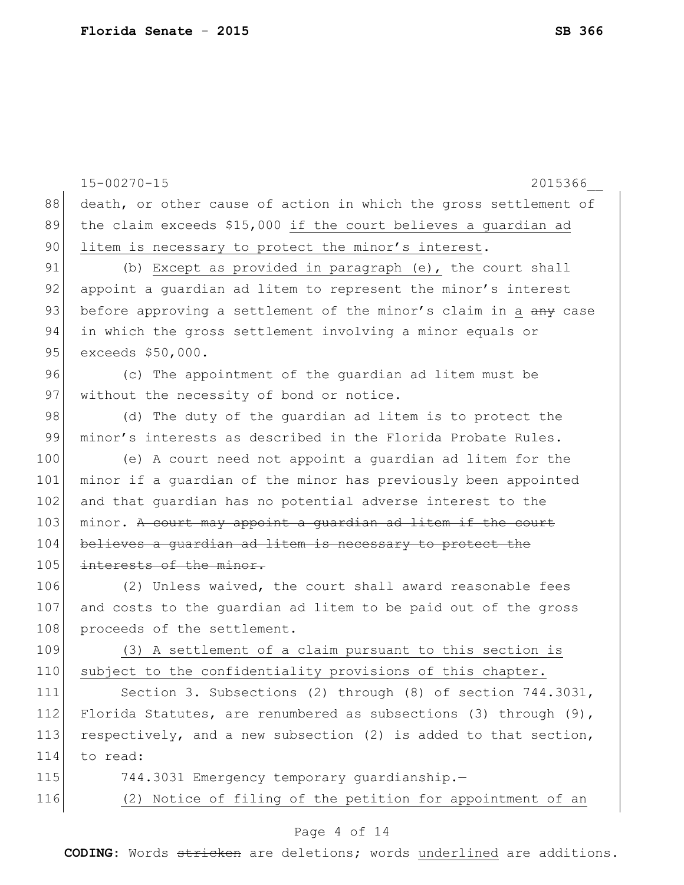death, or other cause of action in which the gross settlement of the claim exceeds $15,000 <u>if the court believes a guardian ad litem is necessary to protect the minor's interest</u>.

(b) <u>Except as provided in paragraph (e),</u> the court shall appoint a guardian ad litem to represent the minor's interest before approving a settlement of the minor's claim in <u>a</u> ~~any~~ case in which the gross settlement involving a minor equals or exceeds $50,000.

(c) The appointment of the guardian ad litem must be without the necessity of bond or notice.

(d) The duty of the guardian ad litem is to protect the minor's interests as described in the Florida Probate Rules.

(e) A court need not appoint a guardian ad litem for the minor if a guardian of the minor has previously been appointed and that guardian has no potential adverse interest to the minor. ~~A court may appoint a guardian ad litem if the court believes a guardian ad litem is necessary to protect the interests of the minor.~~

(2) Unless waived, the court shall award reasonable fees and costs to the guardian ad litem to be paid out of the gross proceeds of the settlement.

<u>(3) A settlement of a claim pursuant to this section is subject to the confidentiality provisions of this chapter.</u>

Section 3. Subsections (2) through (8) of section 744.3031, Florida Statutes, are renumbered as subsections (3) through (9), respectively, and a new subsection (2) is added to that section, to read:

744.3031 Emergency temporary guardianship.—

<u>(2) Notice of filing of the petition for appointment of an</u>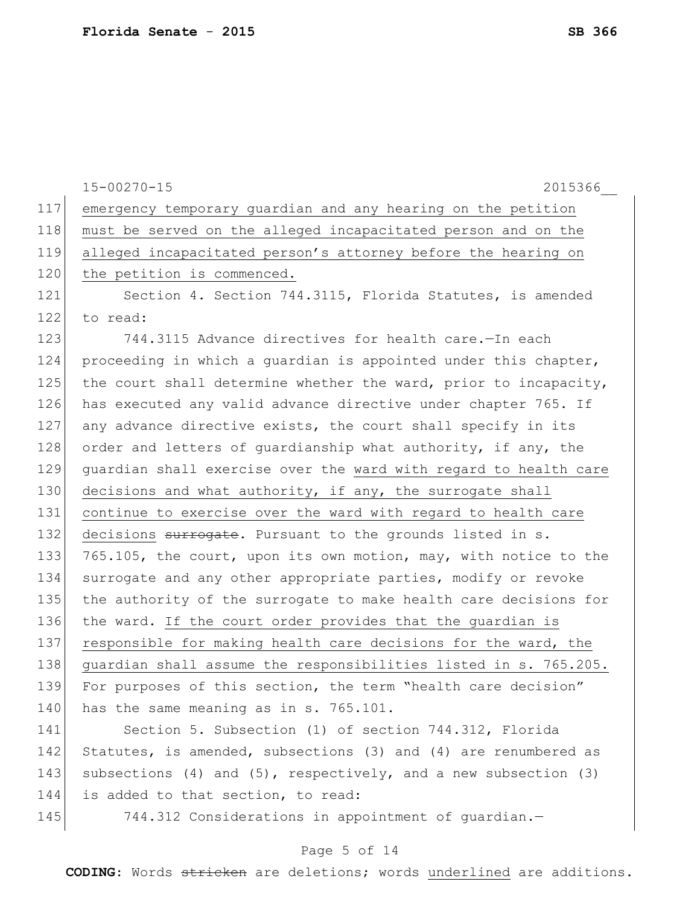<u>emergency temporary guardian and any hearing on the petition must be served on the alleged incapacitated person and on the alleged incapacitated person's attorney before the hearing on the petition is commenced.</u>

Section 4. Section 744.3115, Florida Statutes, is amended to read:

744.3115 Advance directives for health care.—In each proceeding in which a guardian is appointed under this chapter, the court shall determine whether the ward, prior to incapacity, has executed any valid advance directive under chapter 765. If any advance directive exists, the court shall specify in its order and letters of guardianship what authority, if any, the guardian shall exercise over the <u>ward with regard to health care decisions and what authority, if any, the surrogate shall continue to exercise over the ward with regard to health care decisions</u> ~~surrogate~~. Pursuant to the grounds listed in s. 765.105, the court, upon its own motion, may, with notice to the surrogate and any other appropriate parties, modify or revoke the authority of the surrogate to make health care decisions for the ward. <u>If the court order provides that the guardian is responsible for making health care decisions for the ward, the guardian shall assume the responsibilities listed in s. 765.205.</u> For purposes of this section, the term "health care decision" has the same meaning as in s. 765.101.

Section 5. Subsection (1) of section 744.312, Florida Statutes, is amended, subsections (3) and (4) are renumbered as subsections (4) and (5), respectively, and a new subsection (3) is added to that section, to read:

744.312 Considerations in appointment of guardian.—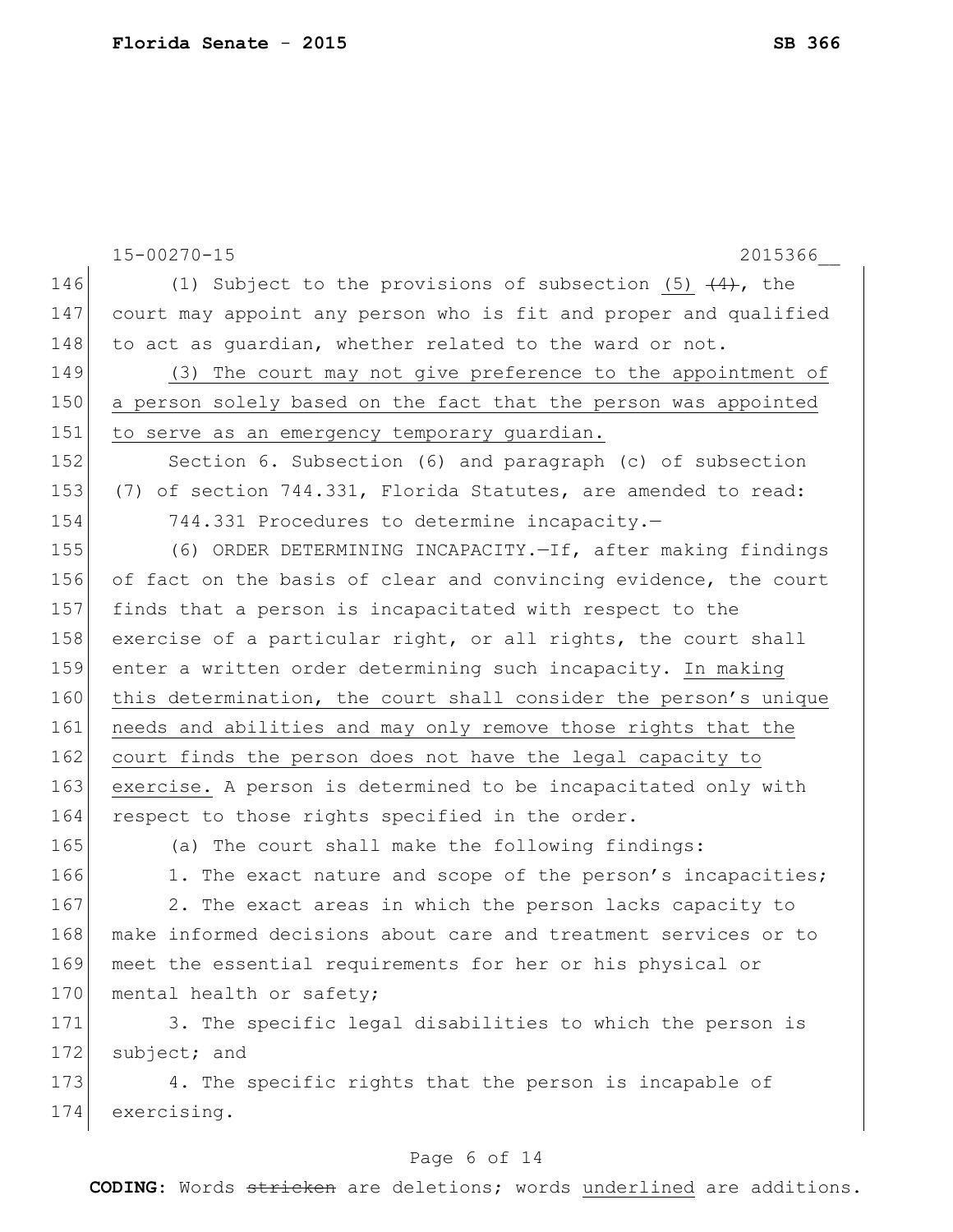15-00270-15 2015366__

146 (1) Subject to the provisions of subsection <u>(5)</u> ~~(4)~~, the
147 court may appoint any person who is fit and proper and qualified
148 to act as guardian, whether related to the ward or not.

149 <u>(3) The court may not give preference to the appointment of</u>
150 <u>a person solely based on the fact that the person was appointed</u>
151 <u>to serve as an emergency temporary guardian.</u>

152 Section 6. Subsection (6) and paragraph (c) of subsection
153 (7) of section 744.331, Florida Statutes, are amended to read:

154 744.331 Procedures to determine incapacity.—

155 (6) ORDER DETERMINING INCAPACITY.—If, after making findings
156 of fact on the basis of clear and convincing evidence, the court
157 finds that a person is incapacitated with respect to the
158 exercise of a particular right, or all rights, the court shall
159 enter a written order determining such incapacity. <u>In making</u>
160 <u>this determination, the court shall consider the person's unique</u>
161 <u>needs and abilities and may only remove those rights that the</u>
162 <u>court finds the person does not have the legal capacity to</u>
163 <u>exercise.</u> A person is determined to be incapacitated only with
164 respect to those rights specified in the order.

165 (a) The court shall make the following findings:

166 1. The exact nature and scope of the person's incapacities;

167 2. The exact areas in which the person lacks capacity to
168 make informed decisions about care and treatment services or to
169 meet the essential requirements for her or his physical or
170 mental health or safety;

171 3. The specific legal disabilities to which the person is
172 subject; and

173 4. The specific rights that the person is incapable of
174 exercising.

**CODING:** Words ~~stricken~~ are deletions; words <u>underlined</u> are additions.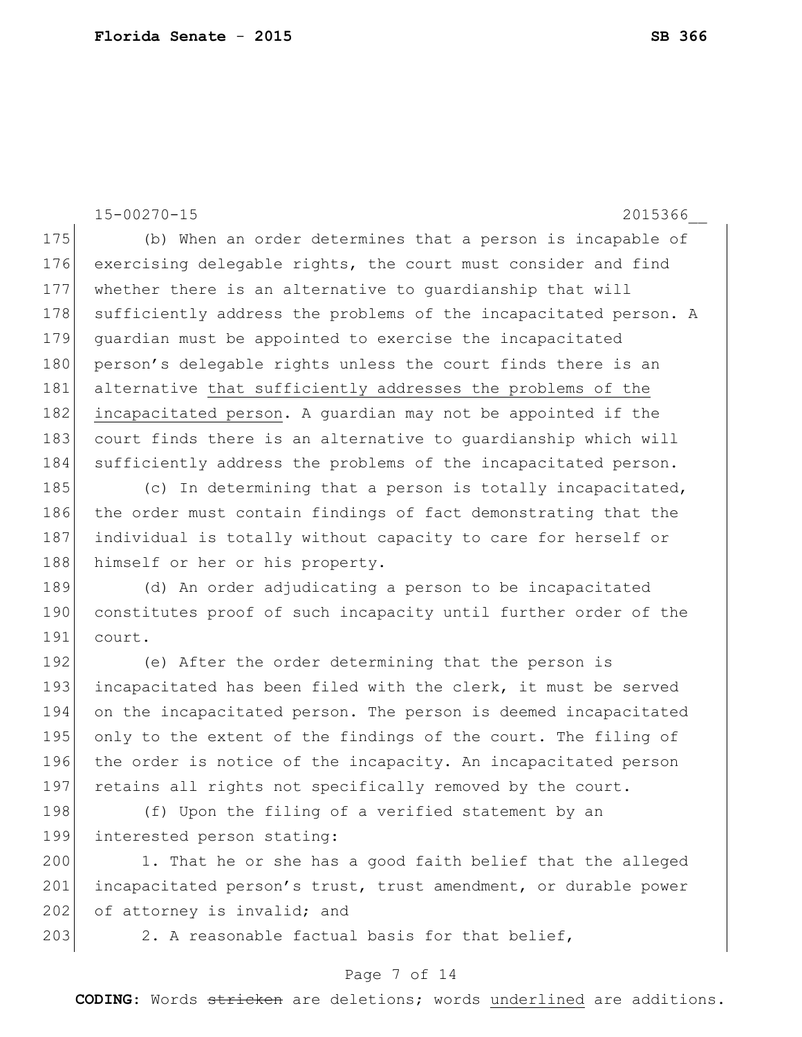(b) When an order determines that a person is incapable of exercising delegable rights, the court must consider and find whether there is an alternative to guardianship that will sufficiently address the problems of the incapacitated person. A guardian must be appointed to exercise the incapacitated person's delegable rights unless the court finds there is an alternative <u>that sufficiently addresses the problems of the incapacitated person</u>. A guardian may not be appointed if the court finds there is an alternative to guardianship which will sufficiently address the problems of the incapacitated person.

(c) In determining that a person is totally incapacitated, the order must contain findings of fact demonstrating that the individual is totally without capacity to care for herself or himself or her or his property.

(d) An order adjudicating a person to be incapacitated constitutes proof of such incapacity until further order of the court.

(e) After the order determining that the person is incapacitated has been filed with the clerk, it must be served on the incapacitated person. The person is deemed incapacitated only to the extent of the findings of the court. The filing of the order is notice of the incapacity. An incapacitated person retains all rights not specifically removed by the court.

(f) Upon the filing of a verified statement by an interested person stating:

1. That he or she has a good faith belief that the alleged incapacitated person's trust, trust amendment, or durable power of attorney is invalid; and

2. A reasonable factual basis for that belief,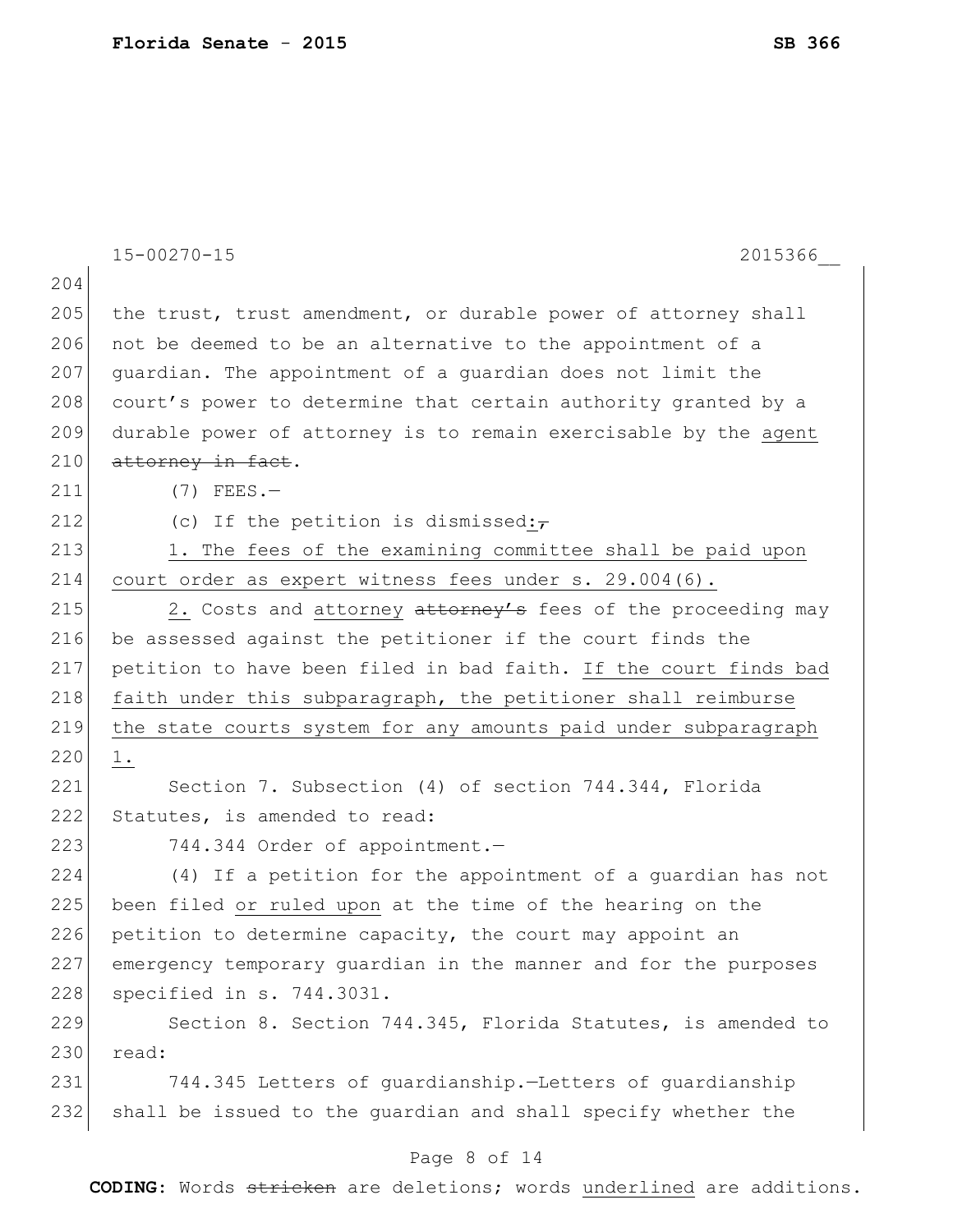the trust, trust amendment, or durable power of attorney shall not be deemed to be an alternative to the appointment of a guardian. The appointment of a guardian does not limit the court's power to determine that certain authority granted by a durable power of attorney is to remain exercisable by the <u>agent</u> ~~attorney in fact~~.

(7) FEES.—

(c) If the petition is dismissed<u>:</u>~~,~~

<u>1. The fees of the examining committee shall be paid upon court order as expert witness fees under s. 29.004(6).</u>

<u>2.</u> Costs and <u>attorney</u> ~~attorney's~~ fees of the proceeding may be assessed against the petitioner if the court finds the petition to have been filed in bad faith. <u>If the court finds bad faith under this subparagraph, the petitioner shall reimburse the state courts system for any amounts paid under subparagraph 1.</u>

Section 7. Subsection (4) of section 744.344, Florida Statutes, is amended to read:

744.344 Order of appointment.—

(4) If a petition for the appointment of a guardian has not been filed <u>or ruled upon</u> at the time of the hearing on the petition to determine capacity, the court may appoint an emergency temporary guardian in the manner and for the purposes specified in s. 744.3031.

Section 8. Section 744.345, Florida Statutes, is amended to read:

744.345 Letters of guardianship.—Letters of guardianship shall be issued to the guardian and shall specify whether the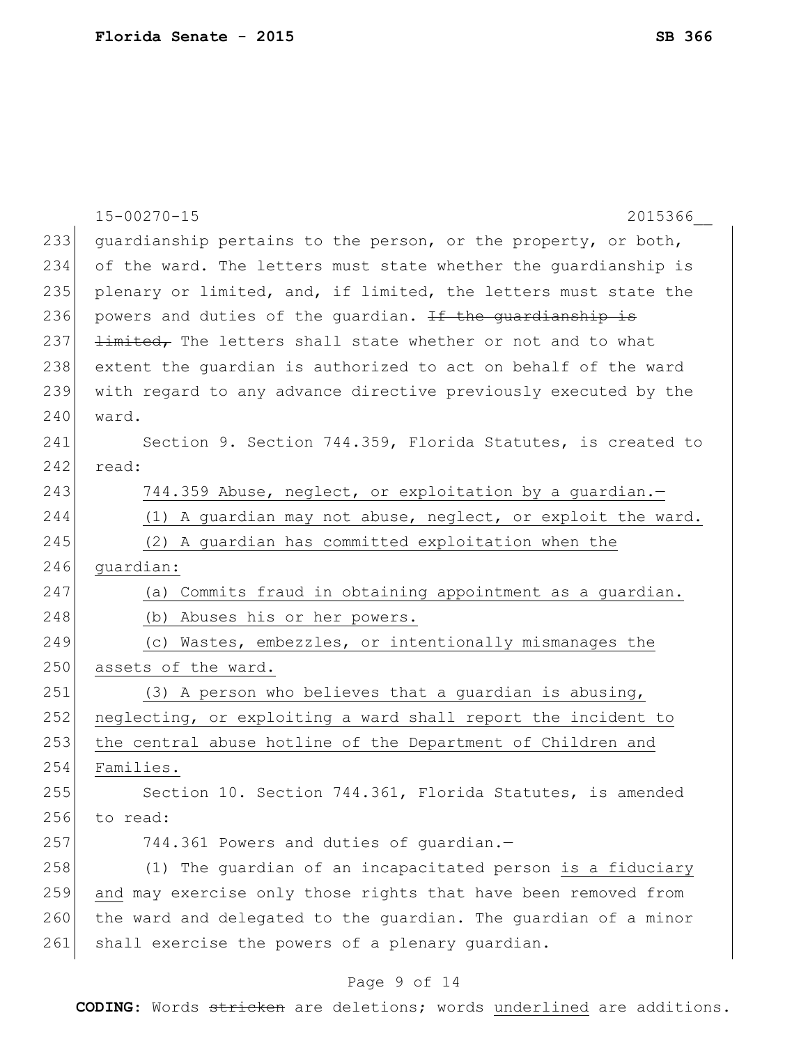15-00270-15 2015366__

guardianship pertains to the person, or the property, or both, of the ward. The letters must state whether the guardianship is plenary or limited, and, if limited, the letters must state the powers and duties of the guardian. ~~If the guardianship is limited,~~ The letters shall state whether or not and to what extent the guardian is authorized to act on behalf of the ward with regard to any advance directive previously executed by the ward.

Section 9. Section 744.359, Florida Statutes, is created to read:

<u>744.359 Abuse, neglect, or exploitation by a guardian.—</u>

<u>(1) A guardian may not abuse, neglect, or exploit the ward.</u>

<u>(2) A guardian has committed exploitation when the guardian:</u>

<u>(a) Commits fraud in obtaining appointment as a guardian.</u>

<u>(b) Abuses his or her powers.</u>

<u>(c) Wastes, embezzles, or intentionally mismanages the assets of the ward.</u>

<u>(3) A person who believes that a guardian is abusing, neglecting, or exploiting a ward shall report the incident to the central abuse hotline of the Department of Children and Families.</u>

Section 10. Section 744.361, Florida Statutes, is amended to read:

744.361 Powers and duties of guardian.—

(1) The guardian of an incapacitated person <u>is a fiduciary and</u> may exercise only those rights that have been removed from the ward and delegated to the guardian. The guardian of a minor shall exercise the powers of a plenary guardian.

CODING: Words ~~stricken~~ are deletions; words <u>underlined</u> are additions.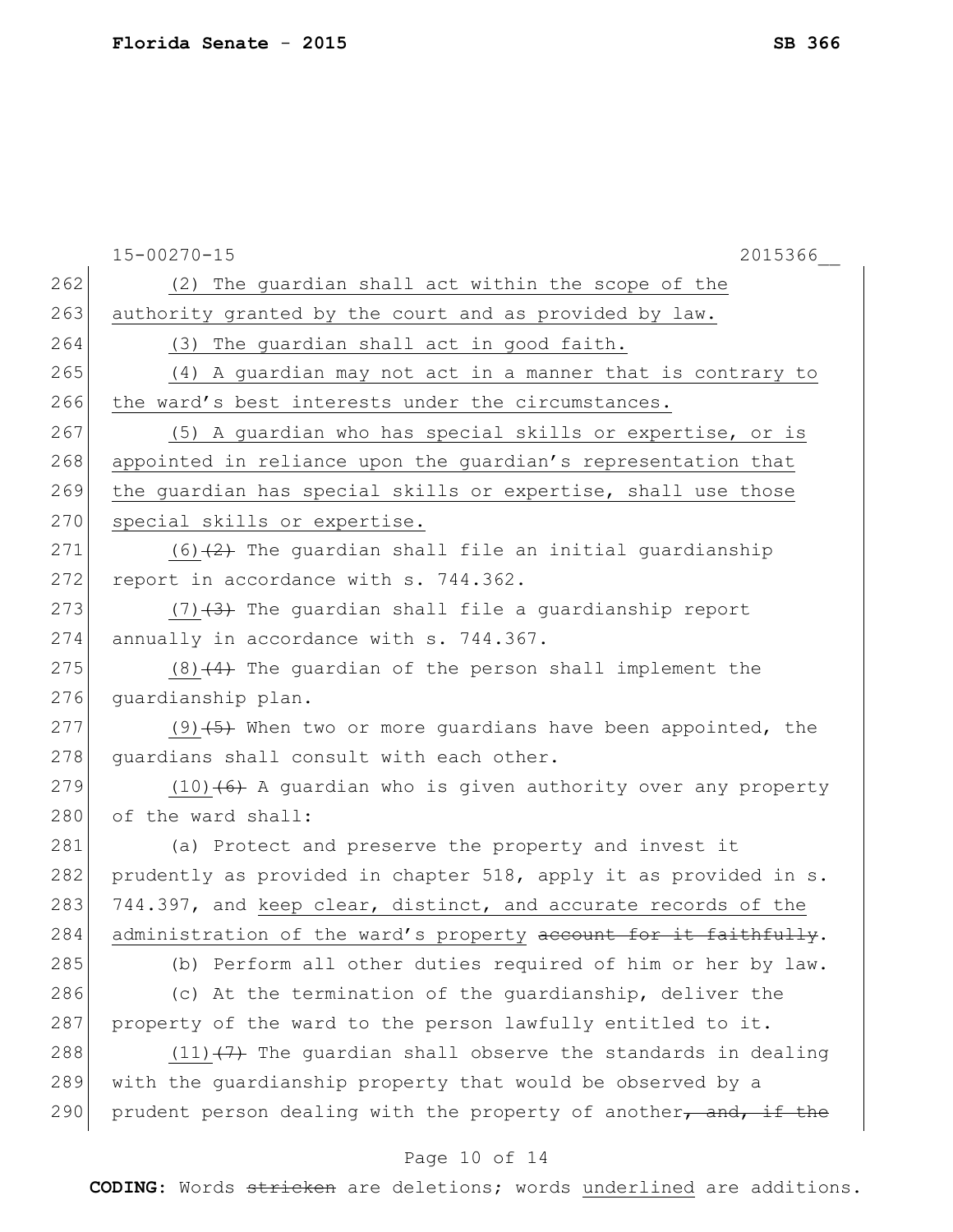(2) The guardian shall act within the scope of the authority granted by the court and as provided by law.

(3) The guardian shall act in good faith.

(4) A guardian may not act in a manner that is contrary to the ward's best interests under the circumstances.

(5) A guardian who has special skills or expertise, or is appointed in reliance upon the guardian's representation that the guardian has special skills or expertise, shall use those special skills or expertise.

(6)~~(2)~~ The guardian shall file an initial guardianship report in accordance with s. 744.362.

(7)~~(3)~~ The guardian shall file a guardianship report annually in accordance with s. 744.367.

(8)~~(4)~~ The guardian of the person shall implement the guardianship plan.

(9)~~(5)~~ When two or more guardians have been appointed, the guardians shall consult with each other.

(10)~~(6)~~ A guardian who is given authority over any property of the ward shall:

(a) Protect and preserve the property and invest it prudently as provided in chapter 518, apply it as provided in s. 744.397, and keep clear, distinct, and accurate records of the administration of the ward's property ~~account for it faithfully~~.

(b) Perform all other duties required of him or her by law.

(c) At the termination of the guardianship, deliver the property of the ward to the person lawfully entitled to it.

(11)~~(7)~~ The guardian shall observe the standards in dealing with the guardianship property that would be observed by a prudent person dealing with the property of another~~, and, if the~~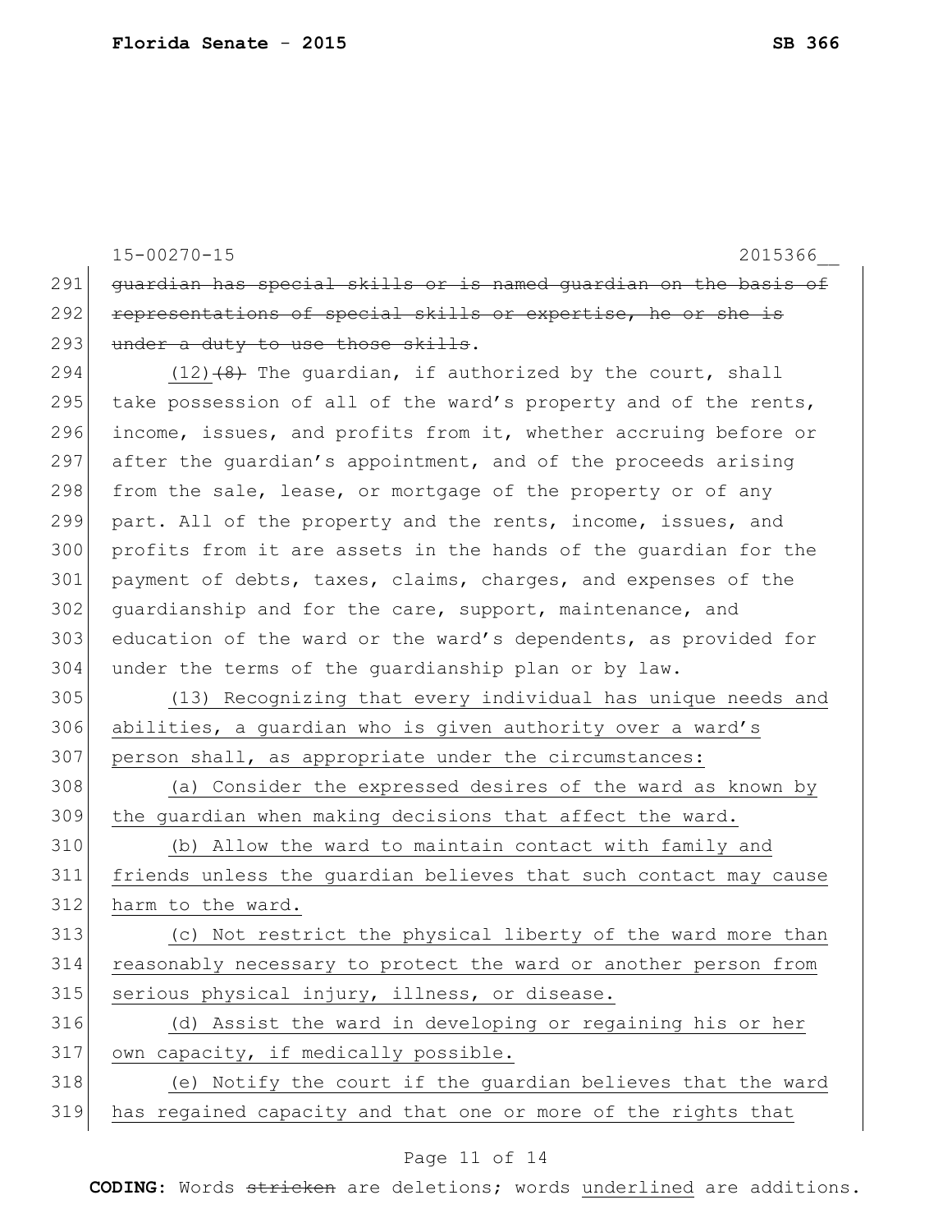~~guardian has special skills or is named guardian on the basis of representations of special skills or expertise, he or she is under a duty to use those skills~~.

<u>(12)</u>~~(8)~~ The guardian, if authorized by the court, shall take possession of all of the ward's property and of the rents, income, issues, and profits from it, whether accruing before or after the guardian's appointment, and of the proceeds arising from the sale, lease, or mortgage of the property or of any part. All of the property and the rents, income, issues, and profits from it are assets in the hands of the guardian for the payment of debts, taxes, claims, charges, and expenses of the guardianship and for the care, support, maintenance, and education of the ward or the ward's dependents, as provided for under the terms of the guardianship plan or by law.

<u>(13) Recognizing that every individual has unique needs and abilities, a guardian who is given authority over a ward's person shall, as appropriate under the circumstances:</u>

<u>(a) Consider the expressed desires of the ward as known by the guardian when making decisions that affect the ward.</u>

<u>(b) Allow the ward to maintain contact with family and friends unless the guardian believes that such contact may cause harm to the ward.</u>

<u>(c) Not restrict the physical liberty of the ward more than reasonably necessary to protect the ward or another person from serious physical injury, illness, or disease.</u>

<u>(d) Assist the ward in developing or regaining his or her own capacity, if medically possible.</u>

<u>(e) Notify the court if the guardian believes that the ward has regained capacity and that one or more of the rights that</u>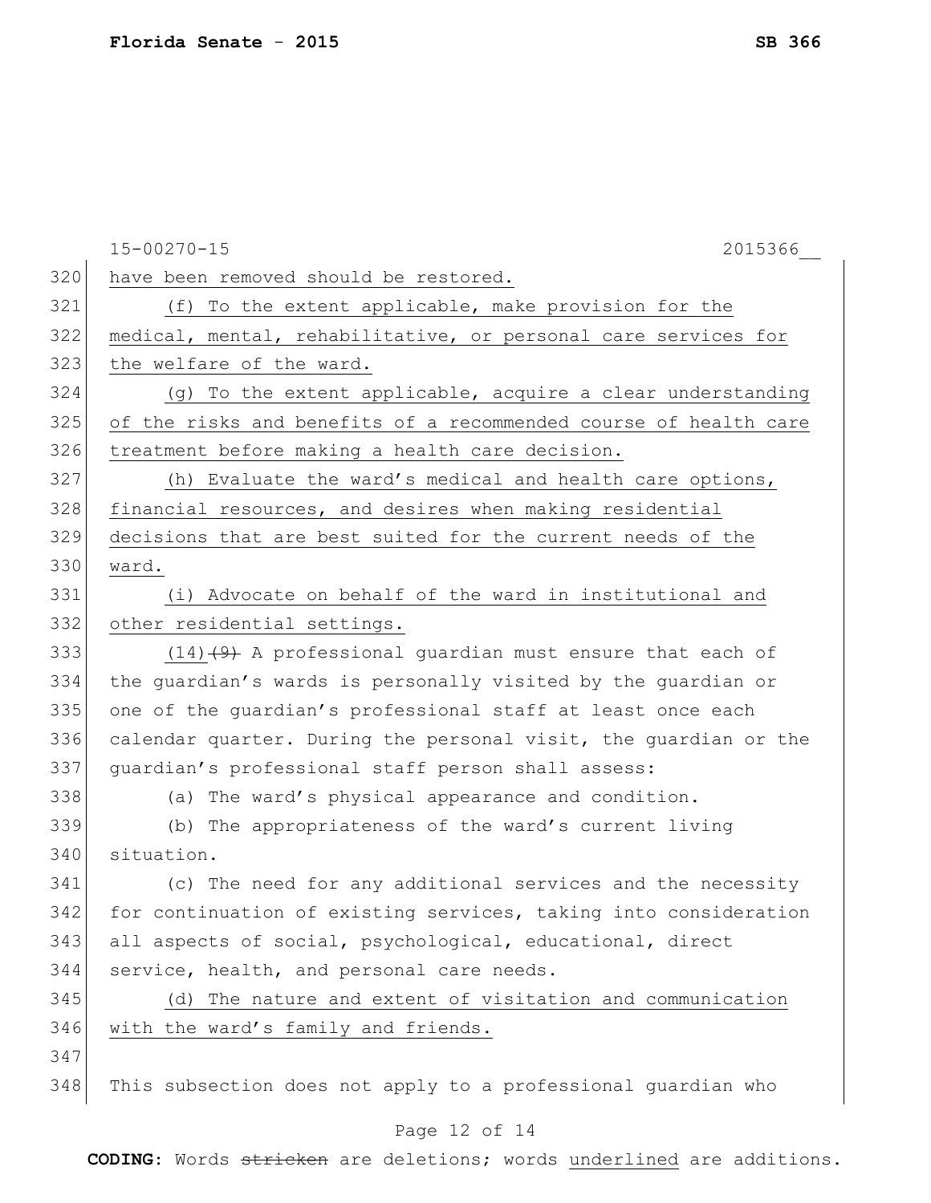have been removed should be restored.

(f) To the extent applicable, make provision for the medical, mental, rehabilitative, or personal care services for the welfare of the ward.

(g) To the extent applicable, acquire a clear understanding of the risks and benefits of a recommended course of health care treatment before making a health care decision.

(h) Evaluate the ward's medical and health care options, financial resources, and desires when making residential decisions that are best suited for the current needs of the ward.

(i) Advocate on behalf of the ward in institutional and other residential settings.

(14) ~~(9)~~ A professional guardian must ensure that each of the guardian's wards is personally visited by the guardian or one of the guardian's professional staff at least once each calendar quarter. During the personal visit, the guardian or the guardian's professional staff person shall assess:

(a) The ward's physical appearance and condition.

(b) The appropriateness of the ward's current living situation.

(c) The need for any additional services and the necessity for continuation of existing services, taking into consideration all aspects of social, psychological, educational, direct service, health, and personal care needs.

(d) The nature and extent of visitation and communication with the ward's family and friends.

This subsection does not apply to a professional guardian who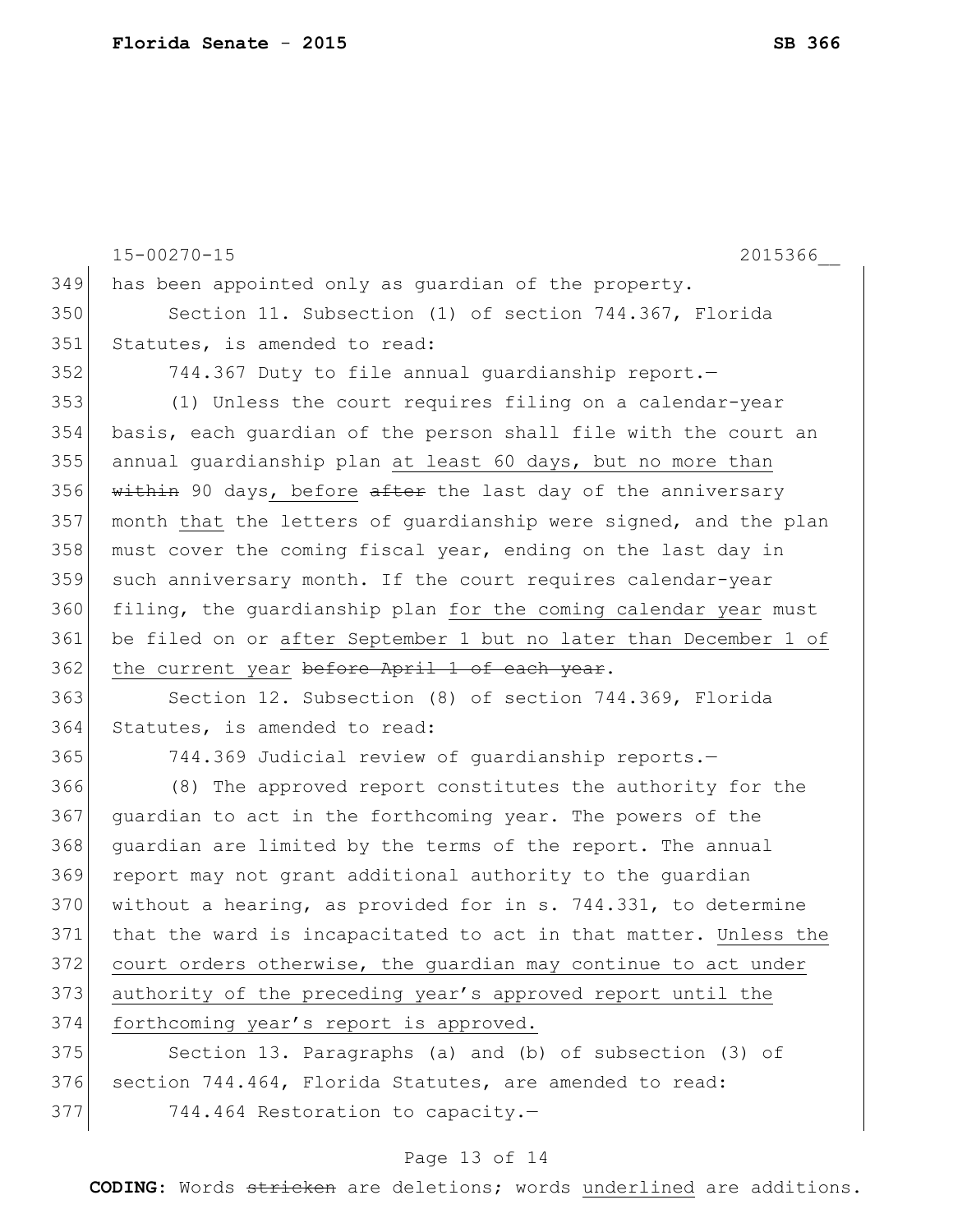15-00270-15 2015366__

has been appointed only as guardian of the property.

Section 11. Subsection (1) of section 744.367, Florida Statutes, is amended to read:

744.367 Duty to file annual guardianship report.—

(1) Unless the court requires filing on a calendar-year basis, each guardian of the person shall file with the court an annual guardianship plan at least 60 days, but no more than ~~within~~ 90 days, before ~~after~~ the last day of the anniversary month that the letters of guardianship were signed, and the plan must cover the coming fiscal year, ending on the last day in such anniversary month. If the court requires calendar-year filing, the guardianship plan for the coming calendar year must be filed on or after September 1 but no later than December 1 of the current year ~~before April 1 of each year~~.

Section 12. Subsection (8) of section 744.369, Florida Statutes, is amended to read:

744.369 Judicial review of guardianship reports.—

(8) The approved report constitutes the authority for the guardian to act in the forthcoming year. The powers of the guardian are limited by the terms of the report. The annual report may not grant additional authority to the guardian without a hearing, as provided for in s. 744.331, to determine that the ward is incapacitated to act in that matter. Unless the court orders otherwise, the guardian may continue to act under authority of the preceding year's approved report until the forthcoming year's report is approved.

Section 13. Paragraphs (a) and (b) of subsection (3) of section 744.464, Florida Statutes, are amended to read:

744.464 Restoration to capacity.—

**CODING:** Words ~~stricken~~ are deletions; words underlined are additions.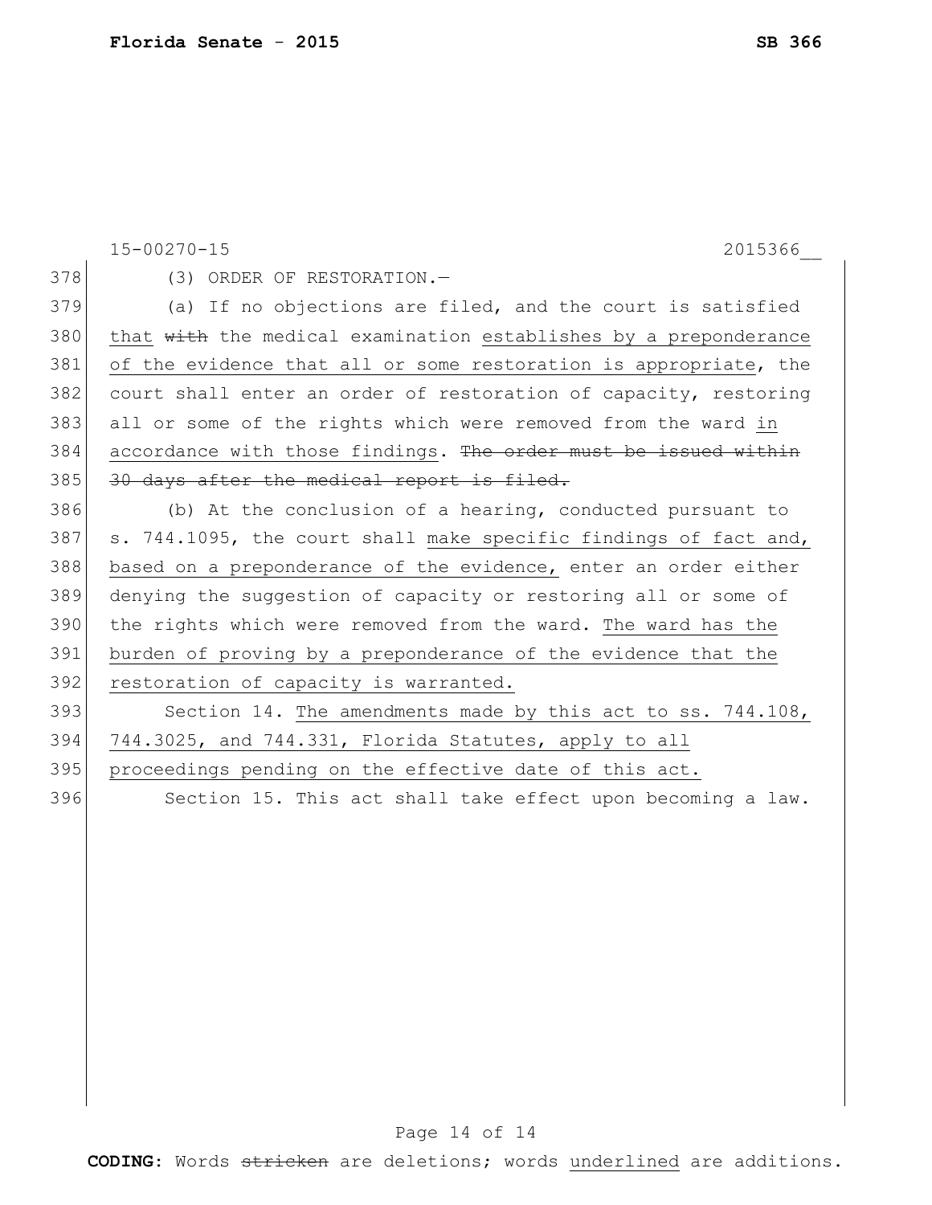(3) ORDER OF RESTORATION.—

(a) If no objections are filed, and the court is satisfied that ~~with~~ the medical examination establishes by a preponderance of the evidence that all or some restoration is appropriate, the court shall enter an order of restoration of capacity, restoring all or some of the rights which were removed from the ward in accordance with those findings. ~~The order must be issued within 30 days after the medical report is filed.~~

(b) At the conclusion of a hearing, conducted pursuant to s. 744.1095, the court shall make specific findings of fact and, based on a preponderance of the evidence, enter an order either denying the suggestion of capacity or restoring all or some of the rights which were removed from the ward. The ward has the burden of proving by a preponderance of the evidence that the restoration of capacity is warranted.

Section 14. The amendments made by this act to ss. 744.108, 744.3025, and 744.331, Florida Statutes, apply to all proceedings pending on the effective date of this act.

Section 15. This act shall take effect upon becoming a law.